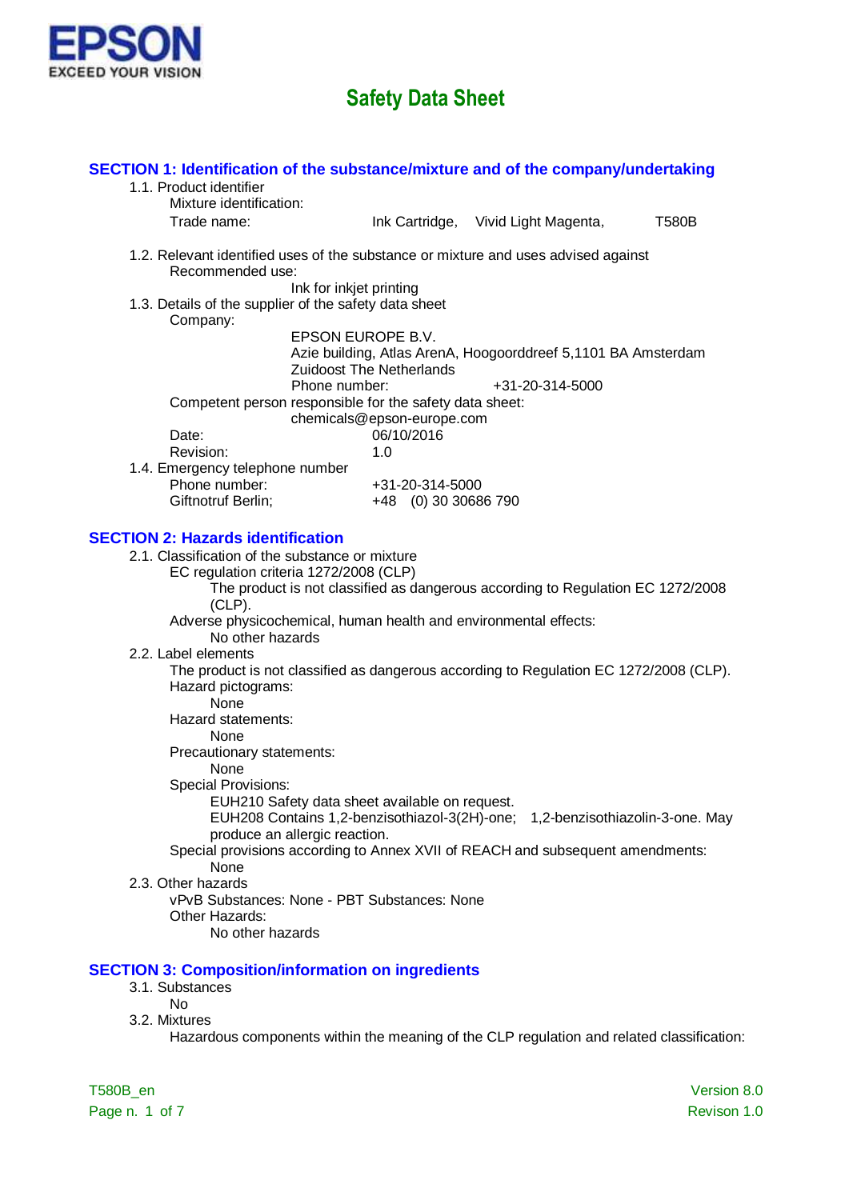EPSON
EXCEED YOUR VISION

# Safety Data Sheet

## SECTION 1: Identification of the substance/mixture and of the company/undertaking

1.1. Product identifier

Mixture identification:

Trade name: Ink Cartridge, Vivid Light Magenta, T580B

1.2. Relevant identified uses of the substance or mixture and uses advised against

Recommended use:

Ink for inkjet printing

1.3. Details of the supplier of the safety data sheet

Company:

EPSON EUROPE B.V.
Azie building, Atlas ArenA, Hoogoorddreef 5,1101 BA Amsterdam
Zuidoost The Netherlands
Phone number: +31-20-314-5000

Competent person responsible for the safety data sheet:

chemicals@epson-europe.com

Date: 06/10/2016

Revision: 1.0

1.4. Emergency telephone number

Phone number: +31-20-314-5000

Giftnotruf Berlin; +48 (0) 30 30686 790

## SECTION 2: Hazards identification

2.1. Classification of the substance or mixture

EC regulation criteria 1272/2008 (CLP)

The product is not classified as dangerous according to Regulation EC 1272/2008 (CLP).

Adverse physicochemical, human health and environmental effects:

No other hazards

2.2. Label elements

The product is not classified as dangerous according to Regulation EC 1272/2008 (CLP).

Hazard pictograms:

None

Hazard statements:

None

Precautionary statements:

None

Special Provisions:

EUH210 Safety data sheet available on request.

EUH208 Contains 1,2-benzisothiazol-3(2H)-one; 1,2-benzisothiazolin-3-one. May produce an allergic reaction.

Special provisions according to Annex XVII of REACH and subsequent amendments:

None

2.3. Other hazards

vPvB Substances: None - PBT Substances: None

Other Hazards:

No other hazards

## SECTION 3: Composition/information on ingredients

3.1. Substances

No

3.2. Mixtures

Hazardous components within the meaning of the CLP regulation and related classification: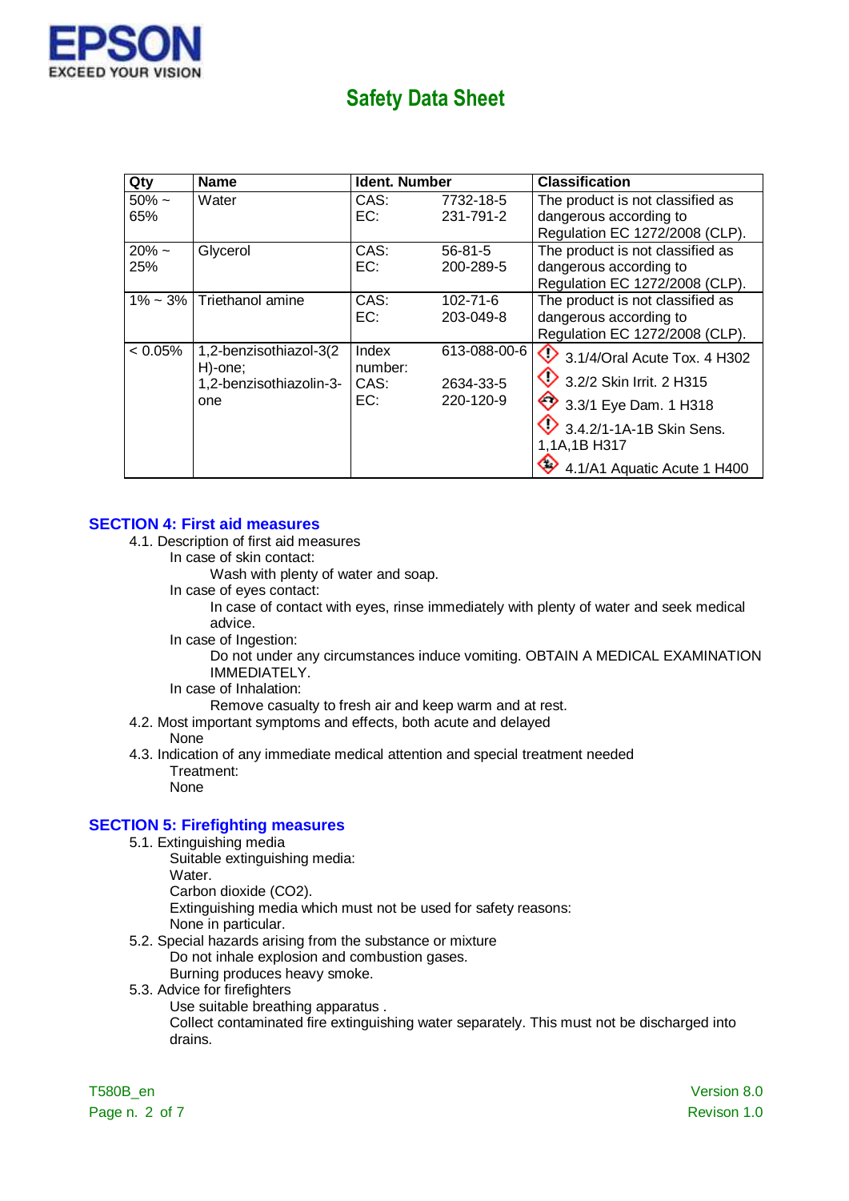| Qty | Name | Ident. Number | | Classification |
|---|---|---|---|---|
| 50% ~ 65% | Water | CAS:<br>EC: | 7732-18-5<br>231-791-2 | The product is not classified as dangerous according to Regulation EC 1272/2008 (CLP). |
| 20% ~ 25% | Glycerol | CAS:<br>EC: | 56-81-5<br>200-289-5 | The product is not classified as dangerous according to Regulation EC 1272/2008 (CLP). |
| 1% ~ 3% | Triethanol amine | CAS:<br>EC: | 102-71-6<br>203-049-8 | The product is not classified as dangerous according to Regulation EC 1272/2008 (CLP). |
| < 0.05% | 1,2-benzisothiazol-3(2H)-one; 1,2-benzisothiazolin-3-one | Index number:<br>CAS:<br>EC: | 613-088-00-6<br>2634-33-5<br>220-120-9 | 3.1/4/Oral Acute Tox. 4 H302<br>3.2/2 Skin Irrit. 2 H315<br>3.3/1 Eye Dam. 1 H318<br>3.4.2/1-1A-1B Skin Sens. 1,1A,1B H317<br>4.1/A1 Aquatic Acute 1 H400 |

## SECTION 4: First aid measures

4.1. Description of first aid measures

In case of skin contact:

Wash with plenty of water and soap.

In case of eyes contact:

In case of contact with eyes, rinse immediately with plenty of water and seek medical advice.

In case of Ingestion:

Do not under any circumstances induce vomiting. OBTAIN A MEDICAL EXAMINATION IMMEDIATELY.

In case of Inhalation:

Remove casualty to fresh air and keep warm and at rest.

4.2. Most important symptoms and effects, both acute and delayed

None

4.3. Indication of any immediate medical attention and special treatment needed

Treatment:

None

## SECTION 5: Firefighting measures

5.1. Extinguishing media

Suitable extinguishing media:

Water.

Carbon dioxide ($CO_2$).

Extinguishing media which must not be used for safety reasons:

None in particular.

5.2. Special hazards arising from the substance or mixture

Do not inhale explosion and combustion gases.

Burning produces heavy smoke.

5.3. Advice for firefighters

Use suitable breathing apparatus .

Collect contaminated fire extinguishing water separately. This must not be discharged into drains.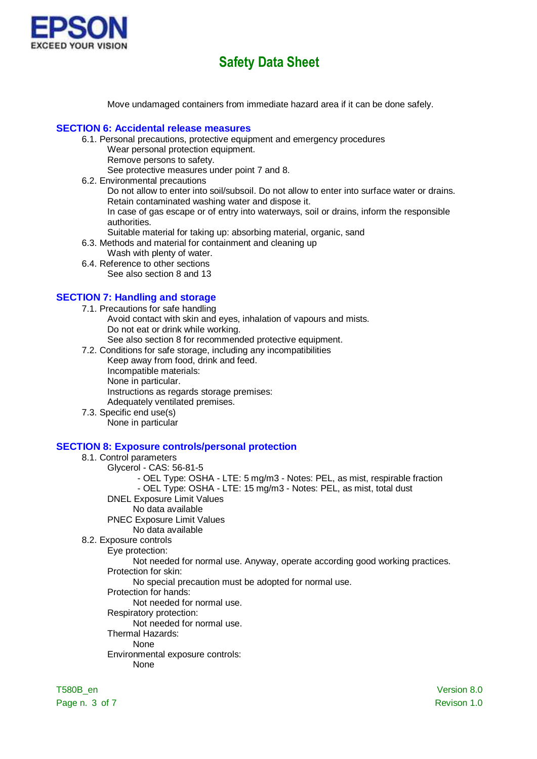Move undamaged containers from immediate hazard area if it can be done safely.

## SECTION 6: Accidental release measures

6.1. Personal precautions, protective equipment and emergency procedures

Wear personal protection equipment.
Remove persons to safety.
See protective measures under point 7 and 8.

6.2. Environmental precautions

Do not allow to enter into soil/subsoil. Do not allow to enter into surface water or drains.
Retain contaminated washing water and dispose it.
In case of gas escape or of entry into waterways, soil or drains, inform the responsible authorities.
Suitable material for taking up: absorbing material, organic, sand

6.3. Methods and material for containment and cleaning up

Wash with plenty of water.

6.4. Reference to other sections

See also section 8 and 13

## SECTION 7: Handling and storage

7.1. Precautions for safe handling

Avoid contact with skin and eyes, inhalation of vapours and mists.
Do not eat or drink while working.
See also section 8 for recommended protective equipment.

7.2. Conditions for safe storage, including any incompatibilities

Keep away from food, drink and feed.
Incompatible materials:
None in particular.
Instructions as regards storage premises:
Adequately ventilated premises.

7.3. Specific end use(s)

None in particular

## SECTION 8: Exposure controls/personal protection

8.1. Control parameters

Glycerol - CAS: 56-81-5

- OEL Type: OSHA - LTE: 5 mg/m3 - Notes: PEL, as mist, respirable fraction
- OEL Type: OSHA - LTE: 15 mg/m3 - Notes: PEL, as mist, total dust

DNEL Exposure Limit Values

No data available

PNEC Exposure Limit Values

No data available

8.2. Exposure controls

Eye protection:

Not needed for normal use. Anyway, operate according good working practices.

Protection for skin:

No special precaution must be adopted for normal use.

Protection for hands:

Not needed for normal use.

Respiratory protection:

Not needed for normal use.

Thermal Hazards:

None

Environmental exposure controls:

None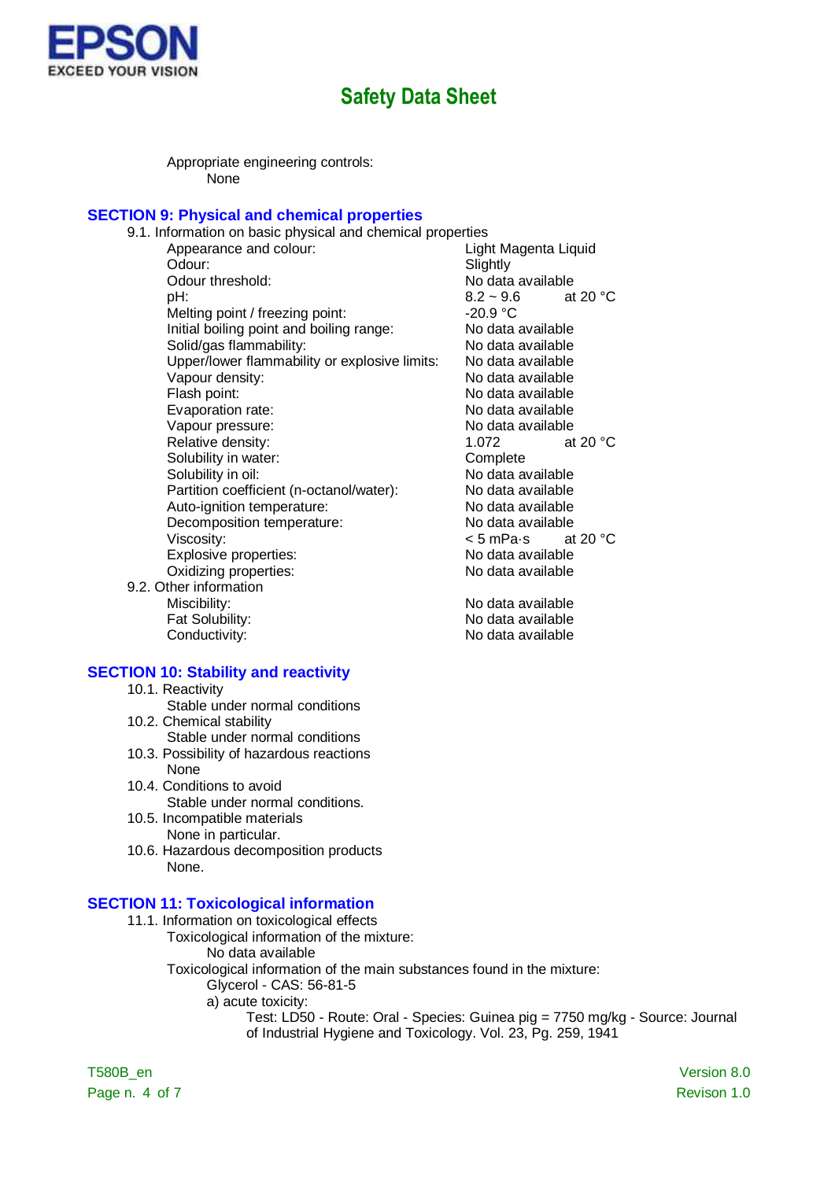Appropriate engineering controls:

None

## SECTION 9: Physical and chemical properties

9.1. Information on basic physical and chemical properties

| Property | Value | Condition |
|---|---|---|
| Appearance and colour: | Light Magenta Liquid | |
| Odour: | Slightly | |
| Odour threshold: | No data available | |
| pH: | 8.2 ~ 9.6 | at 20 °C |
| Melting point / freezing point: | -20.9 °C | |
| Initial boiling point and boiling range: | No data available | |
| Solid/gas flammability: | No data available | |
| Upper/lower flammability or explosive limits: | No data available | |
| Vapour density: | No data available | |
| Flash point: | No data available | |
| Evaporation rate: | No data available | |
| Vapour pressure: | No data available | |
| Relative density: | 1.072 | at 20 °C |
| Solubility in water: | Complete | |
| Solubility in oil: | No data available | |
| Partition coefficient (n-octanol/water): | No data available | |
| Auto-ignition temperature: | No data available | |
| Decomposition temperature: | No data available | |
| Viscosity: | < 5 mPa·s | at 20 °C |
| Explosive properties: | No data available | |
| Oxidizing properties: | No data available | |

9.2. Other information

| Property | Value |
|---|---|
| Miscibility: | No data available |
| Fat Solubility: | No data available |
| Conductivity: | No data available |

## SECTION 10: Stability and reactivity

10.1. Reactivity

Stable under normal conditions

10.2. Chemical stability

Stable under normal conditions

10.3. Possibility of hazardous reactions

None

10.4. Conditions to avoid

Stable under normal conditions.

10.5. Incompatible materials

None in particular.

10.6. Hazardous decomposition products

None.

## SECTION 11: Toxicological information

11.1. Information on toxicological effects

Toxicological information of the mixture:

No data available

Toxicological information of the main substances found in the mixture:

Glycerol - CAS: 56-81-5

a) acute toxicity:

Test: LD50 - Route: Oral - Species: Guinea pig = 7750 mg/kg - Source: Journal of Industrial Hygiene and Toxicology. Vol. 23, Pg. 259, 1941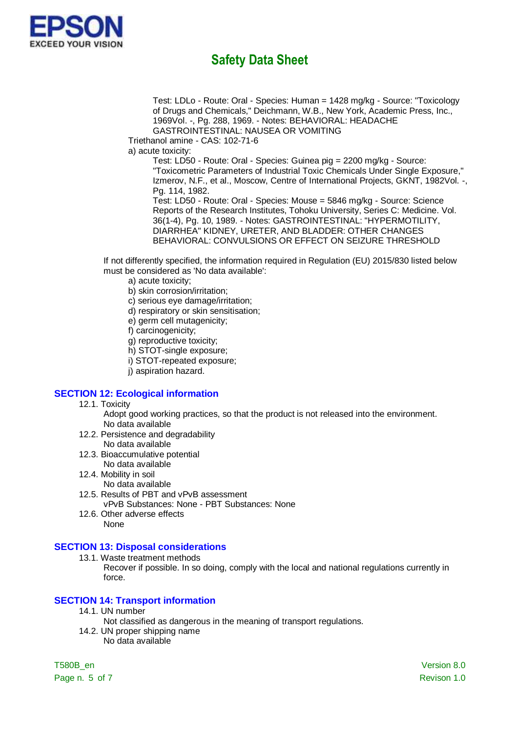Test: LDLo - Route: Oral - Species: Human = 1428 mg/kg - Source: "Toxicology of Drugs and Chemicals," Deichmann, W.B., New York, Academic Press, Inc., 1969Vol. -, Pg. 288, 1969. - Notes: BEHAVIORAL: HEADACHE GASTROINTESTINAL: NAUSEA OR VOMITING

Triethanol amine - CAS: 102-71-6

a) acute toxicity:

Test: LD50 - Route: Oral - Species: Guinea pig = 2200 mg/kg - Source: "Toxicometric Parameters of Industrial Toxic Chemicals Under Single Exposure," Izmerov, N.F., et al., Moscow, Centre of International Projects, GKNT, 1982Vol. -, Pg. 114, 1982.

Test: LD50 - Route: Oral - Species: Mouse = 5846 mg/kg - Source: Science Reports of the Research Institutes, Tohoku University, Series C: Medicine. Vol. 36(1-4), Pg. 10, 1989. - Notes: GASTROINTESTINAL: "HYPERMOTILITY, DIARRHEA" KIDNEY, URETER, AND BLADDER: OTHER CHANGES BEHAVIORAL: CONVULSIONS OR EFFECT ON SEIZURE THRESHOLD

If not differently specified, the information required in Regulation (EU) 2015/830 listed below must be considered as 'No data available':

a) acute toxicity;
b) skin corrosion/irritation;
c) serious eye damage/irritation;
d) respiratory or skin sensitisation;
e) germ cell mutagenicity;
f) carcinogenicity;
g) reproductive toxicity;
h) STOT-single exposure;
i) STOT-repeated exposure;
j) aspiration hazard.

## SECTION 12: Ecological information

12.1. Toxicity

Adopt good working practices, so that the product is not released into the environment.
No data available

12.2. Persistence and degradability

No data available

12.3. Bioaccumulative potential

No data available

12.4. Mobility in soil

No data available

12.5. Results of PBT and vPvB assessment

vPvB Substances: None - PBT Substances: None

12.6. Other adverse effects

None

## SECTION 13: Disposal considerations

13.1. Waste treatment methods

Recover if possible. In so doing, comply with the local and national regulations currently in force.

## SECTION 14: Transport information

14.1. UN number

Not classified as dangerous in the meaning of transport regulations.

14.2. UN proper shipping name

No data available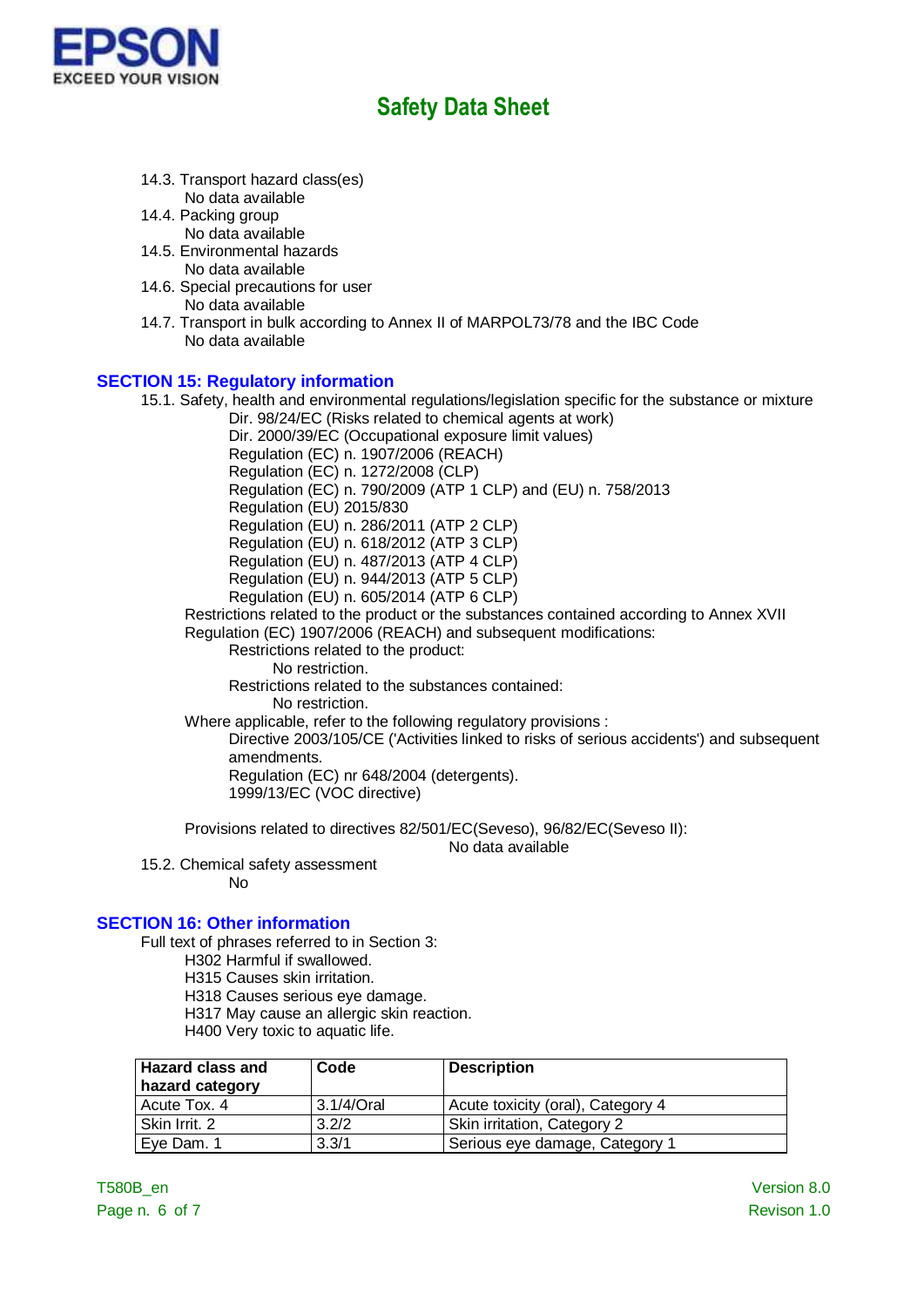14.3. Transport hazard class(es)

No data available

14.4. Packing group

No data available

14.5. Environmental hazards

No data available

14.6. Special precautions for user

No data available

14.7. Transport in bulk according to Annex II of MARPOL73/78 and the IBC Code

No data available

## SECTION 15: Regulatory information

15.1. Safety, health and environmental regulations/legislation specific for the substance or mixture

Dir. 98/24/EC (Risks related to chemical agents at work)
Dir. 2000/39/EC (Occupational exposure limit values)
Regulation (EC) n. 1907/2006 (REACH)
Regulation (EC) n. 1272/2008 (CLP)
Regulation (EC) n. 790/2009 (ATP 1 CLP) and (EU) n. 758/2013
Regulation (EU) 2015/830
Regulation (EU) n. 286/2011 (ATP 2 CLP)
Regulation (EU) n. 618/2012 (ATP 3 CLP)
Regulation (EU) n. 487/2013 (ATP 4 CLP)
Regulation (EU) n. 944/2013 (ATP 5 CLP)
Regulation (EU) n. 605/2014 (ATP 6 CLP)

Restrictions related to the product or the substances contained according to Annex XVII Regulation (EC) 1907/2006 (REACH) and subsequent modifications:

Restrictions related to the product:

No restriction.

Restrictions related to the substances contained:

No restriction.

Where applicable, refer to the following regulatory provisions :

Directive 2003/105/CE ('Activities linked to risks of serious accidents') and subsequent amendments.
Regulation (EC) nr 648/2004 (detergents).
1999/13/EC (VOC directive)

Provisions related to directives 82/501/EC(Seveso), 96/82/EC(Seveso II):

No data available

15.2. Chemical safety assessment

No

## SECTION 16: Other information

Full text of phrases referred to in Section 3:

H302 Harmful if swallowed.
H315 Causes skin irritation.
H318 Causes serious eye damage.
H317 May cause an allergic skin reaction.
H400 Very toxic to aquatic life.

| Hazard class and hazard category | Code | Description |
|---|---|---|
| Acute Tox. 4 | 3.1/4/Oral | Acute toxicity (oral), Category 4 |
| Skin Irrit. 2 | 3.2/2 | Skin irritation, Category 2 |
| Eye Dam. 1 | 3.3/1 | Serious eye damage, Category 1 |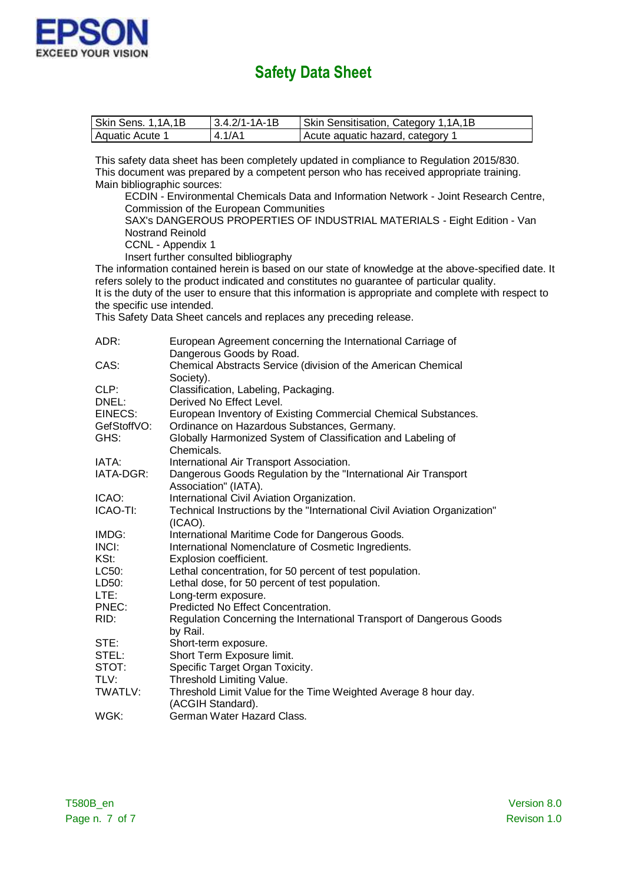| | | |
|---|---|---|
| Skin Sens. 1,1A,1B | 3.4.2/1-1A-1B | Skin Sensitisation, Category 1,1A,1B |
| Aquatic Acute 1 | 4.1/A1 | Acute aquatic hazard, category 1 |

This safety data sheet has been completely updated in compliance to Regulation 2015/830.
This document was prepared by a competent person who has received appropriate training.
Main bibliographic sources:

ECDIN - Environmental Chemicals Data and Information Network - Joint Research Centre, Commission of the European Communities
SAX's DANGEROUS PROPERTIES OF INDUSTRIAL MATERIALS - Eight Edition - Van Nostrand Reinold
CCNL - Appendix 1
Insert further consulted bibliography

The information contained herein is based on our state of knowledge at the above-specified date. It refers solely to the product indicated and constitutes no guarantee of particular quality.
It is the duty of the user to ensure that this information is appropriate and complete with respect to the specific use intended.
This Safety Data Sheet cancels and replaces any preceding release.

| | |
|---|---|
| ADR: | European Agreement concerning the International Carriage of Dangerous Goods by Road. |
| CAS: | Chemical Abstracts Service (division of the American Chemical Society). |
| CLP: | Classification, Labeling, Packaging. |
| DNEL: | Derived No Effect Level. |
| EINECS: | European Inventory of Existing Commercial Chemical Substances. |
| GefStoffVO: | Ordinance on Hazardous Substances, Germany. |
| GHS: | Globally Harmonized System of Classification and Labeling of Chemicals. |
| IATA: | International Air Transport Association. |
| IATA-DGR: | Dangerous Goods Regulation by the "International Air Transport Association" (IATA). |
| ICAO: | International Civil Aviation Organization. |
| ICAO-TI: | Technical Instructions by the "International Civil Aviation Organization" (ICAO). |
| IMDG: | International Maritime Code for Dangerous Goods. |
| INCI: | International Nomenclature of Cosmetic Ingredients. |
| KSt: | Explosion coefficient. |
| LC50: | Lethal concentration, for 50 percent of test population. |
| LD50: | Lethal dose, for 50 percent of test population. |
| LTE: | Long-term exposure. |
| PNEC: | Predicted No Effect Concentration. |
| RID: | Regulation Concerning the International Transport of Dangerous Goods by Rail. |
| STE: | Short-term exposure. |
| STEL: | Short Term Exposure limit. |
| STOT: | Specific Target Organ Toxicity. |
| TLV: | Threshold Limiting Value. |
| TWATLV: | Threshold Limit Value for the Time Weighted Average 8 hour day. (ACGIH Standard). |
| WGK: | German Water Hazard Class. |